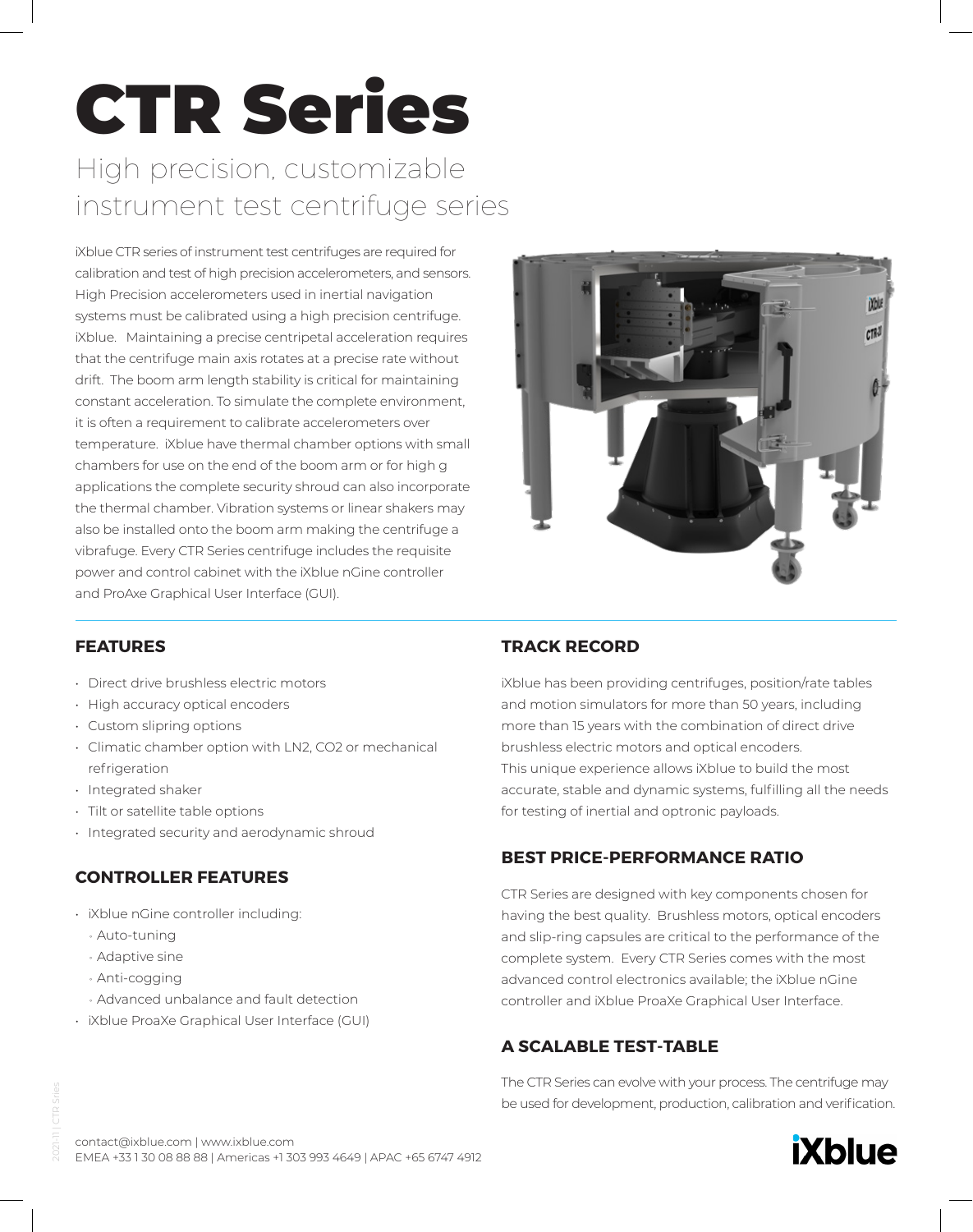# CTR Series

## High precision, customizable instrument test centrifuge series

iXblue CTR series of instrument test centrifuges are required for calibration and test of high precision accelerometers, and sensors. High Precision accelerometers used in inertial navigation systems must be calibrated using a high precision centrifuge. iXblue. Maintaining a precise centripetal acceleration requires that the centrifuge main axis rotates at a precise rate without drift. The boom arm length stability is critical for maintaining constant acceleration. To simulate the complete environment, it is often a requirement to calibrate accelerometers over temperature. iXblue have thermal chamber options with small chambers for use on the end of the boom arm or for high g applications the complete security shroud can also incorporate the thermal chamber. Vibration systems or linear shakers may also be installed onto the boom arm making the centrifuge a vibrafuge. Every CTR Series centrifuge includes the requisite power and control cabinet with the iXblue nGine controller and ProAxe Graphical User Interface (GUI).

### FEATURES

- Direct drive brushless electric motors
- High accuracy optical encoders
- Custom slipring options
- Climatic chamber option with LN2, $CO_2$ or mechanical refrigeration
- Integrated shaker
- Tilt or satellite table options
- Integrated security and aerodynamic shroud

### CONTROLLER FEATURES

- iXblue nGine controller including:
  - Auto-tuning
  - Adaptive sine
  - Anti-cogging
  - Advanced unbalance and fault detection
- iXblue ProaXe Graphical User Interface (GUI)

### TRACK RECORD

iXblue has been providing centrifuges, position/rate tables and motion simulators for more than 50 years, including more than 15 years with the combination of direct drive brushless electric motors and optical encoders.
This unique experience allows iXblue to build the most accurate, stable and dynamic systems, fulfilling all the needs for testing of inertial and optronic payloads.

### BEST PRICE-PERFORMANCE RATIO

CTR Series are designed with key components chosen for having the best quality. Brushless motors, optical encoders and slip-ring capsules are critical to the performance of the complete system. Every CTR Series comes with the most advanced control electronics available; the iXblue nGine controller and iXblue ProaXe Graphical User Interface.

### A SCALABLE TEST-TABLE

The CTR Series can evolve with your process. The centrifuge may be used for development, production, calibration and verification.

contact@ixblue.com | www.ixblue.com
EMEA +33 1 30 08 88 88 | Americas +1 303 993 4649 | APAC +65 6747 4912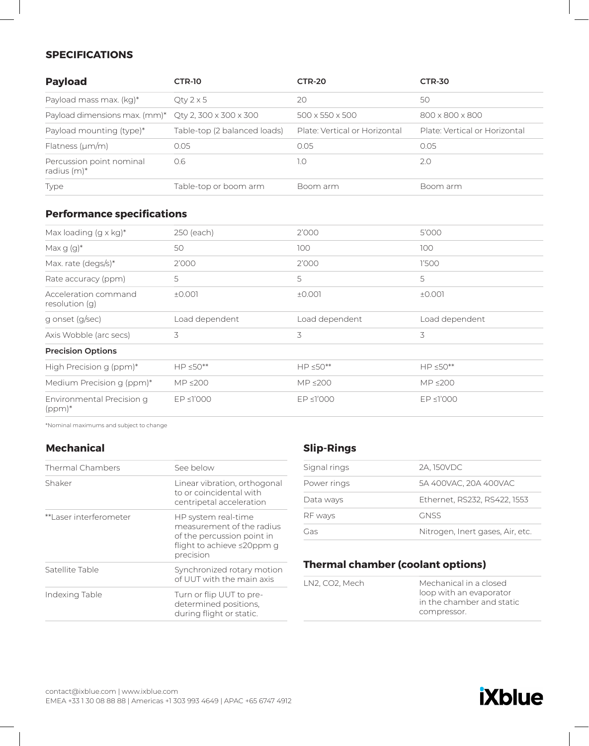## SPECIFICATIONS

| Payload | CTR-10 | CTR-20 | CTR-30 |
|---|---|---|---|
| Payload mass max. (kg)* | Qty 2 x 5 | 20 | 50 |
| Payload dimensions max. (mm)* | Qty 2, 300 x 300 x 300 | 500 x 550 x 500 | 800 x 800 x 800 |
| Payload mounting (type)* | Table-top (2 balanced loads) | Plate: Vertical or Horizontal | Plate: Vertical or Horizontal |
| Flatness (μm/m) | 0.05 | 0.05 | 0.05 |
| Percussion point nominal radius (m)* | 0.6 | 1.0 | 2.0 |
| Type | Table-top or boom arm | Boom arm | Boom arm |

### Performance specifications

| | | | |
|---|---|---|---|
| Max loading (g x kg)* | 250 (each) | 2'000 | 5'000 |
| Max g (g)* | 50 | 100 | 100 |
| Max. rate (degs/s)* | 2'000 | 2'000 | 1'500 |
| Rate accuracy (ppm) | 5 | 5 | 5 |
| Acceleration command resolution (g) | ±0.001 | ±0.001 | ±0.001 |
| g onset (g/sec) | Load dependent | Load dependent | Load dependent |
| Axis Wobble (arc secs) | 3 | 3 | 3 |
| **Precision Options** | | | |
| High Precision g (ppm)* | HP ≤50** | HP ≤50** | HP ≤50** |
| Medium Precision g (ppm)* | MP ≤200 | MP ≤200 | MP ≤200 |
| Environmental Precision g (ppm)* | EP ≤1'000 | EP ≤1'000 | EP ≤1'000 |

*Nominal maximums and subject to change

### Mechanical

| | |
|---|---|
| Thermal Chambers | See below |
| Shaker | Linear vibration, orthogonal to or coincidental with centripetal acceleration |
| **Laser interferometer | HP system real-time measurement of the radius of the percussion point in flight to achieve ≤20ppm g precision |
| Satellite Table | Synchronized rotary motion of UUT with the main axis |
| Indexing Table | Turn or flip UUT to pre-determined positions, during flight or static. |

### Slip-Rings

| | |
|---|---|
| Signal rings | 2A, 150VDC |
| Power rings | 5A 400VAC, 20A 400VAC |
| Data ways | Ethernet, RS232, RS422, 1553 |
| RF ways | GNSS |
| Gas | Nitrogen, Inert gases, Air, etc. |

### Thermal chamber (coolant options)

| | |
|---|---|
| LN2, CO2, Mech | Mechanical in a closed loop with an evaporator in the chamber and static compressor. |

contact@ixblue.com | www.ixblue.com
EMEA +33 1 30 08 88 88 | Americas +1 303 993 4649 | APAC +65 6747 4912

iXblue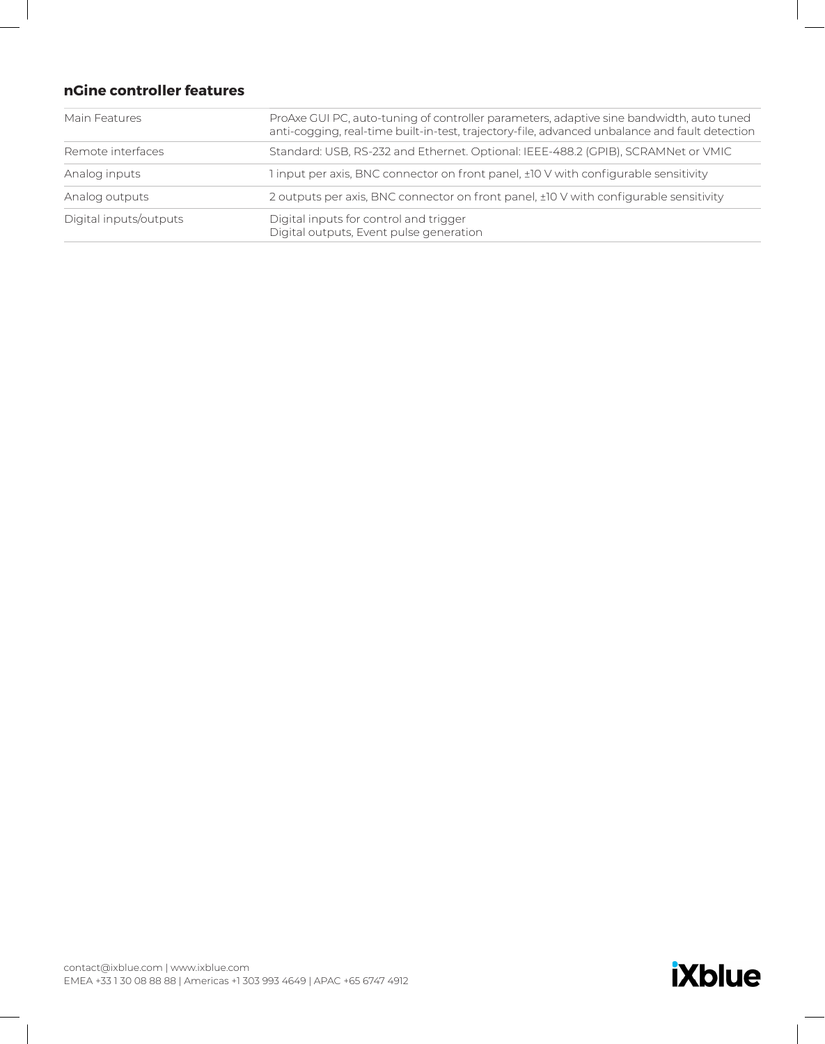## nGine controller features

| | |
|---|---|
| Main Features | ProAxe GUI PC, auto-tuning of controller parameters, adaptive sine bandwidth, auto tuned anti-cogging, real-time built-in-test, trajectory-file, advanced unbalance and fault detection |
| Remote interfaces | Standard: USB, RS-232 and Ethernet. Optional: IEEE-488.2 (GPIB), SCRAMNet or VMIC |
| Analog inputs | 1 input per axis, BNC connector on front panel, ±10 V with configurable sensitivity |
| Analog outputs | 2 outputs per axis, BNC connector on front panel, ±10 V with configurable sensitivity |
| Digital inputs/outputs | Digital inputs for control and trigger<br>Digital outputs, Event pulse generation |

contact@ixblue.com | www.ixblue.com
EMEA +33 1 30 08 88 88 | Americas +1 303 993 4649 | APAC +65 6747 4912

iXblue